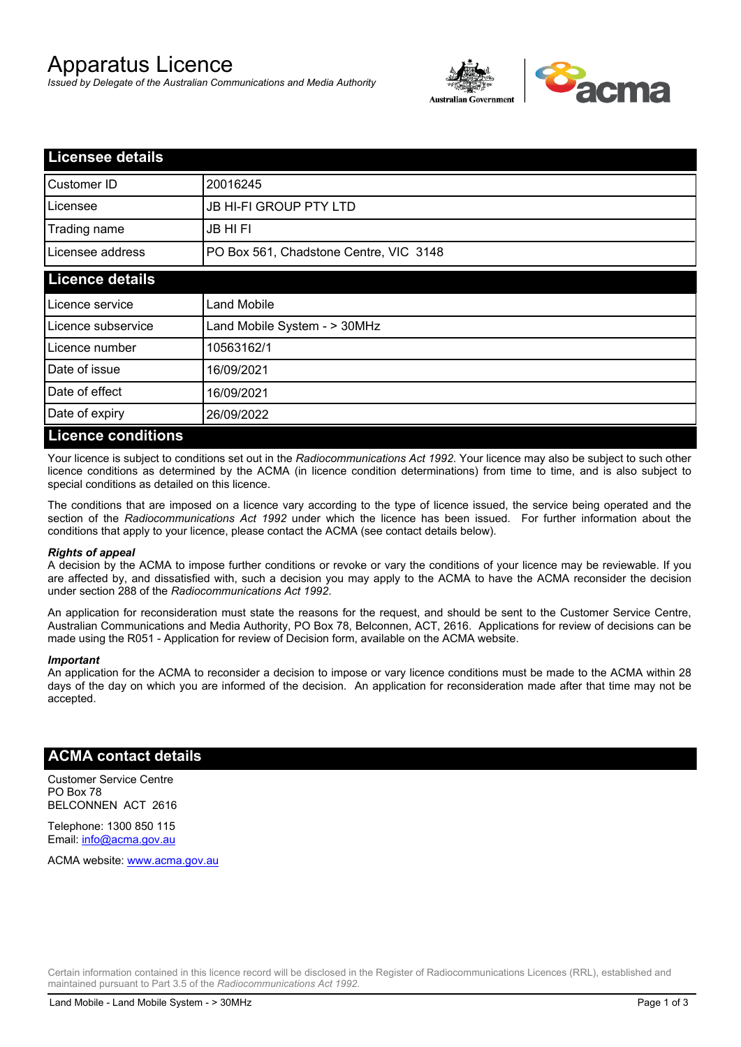# Apparatus Licence

*Issued by Delegate of the Australian Communications and Media Authority*

## Licensee details

| | |
|---|---|
| Customer ID | 20016245 |
| Licensee | JB HI-FI GROUP PTY LTD |
| Trading name | JB HI FI |
| Licensee address | PO Box 561, Chadstone Centre, VIC 3148 |

## Licence details

| | |
|---|---|
| Licence service | Land Mobile |
| Licence subservice | Land Mobile System - > 30MHz |
| Licence number | 10563162/1 |
| Date of issue | 16/09/2021 |
| Date of effect | 16/09/2021 |
| Date of expiry | 26/09/2022 |

## Licence conditions

Your licence is subject to conditions set out in the *Radiocommunications Act 1992*. Your licence may also be subject to such other licence conditions as determined by the ACMA (in licence condition determinations) from time to time, and is also subject to special conditions as detailed on this licence.

The conditions that are imposed on a licence vary according to the type of licence issued, the service being operated and the section of the *Radiocommunications Act 1992* under which the licence has been issued. For further information about the conditions that apply to your licence, please contact the ACMA (see contact details below).

***Rights of appeal***

A decision by the ACMA to impose further conditions or revoke or vary the conditions of your licence may be reviewable. If you are affected by, and dissatisfied with, such a decision you may apply to the ACMA to have the ACMA reconsider the decision under section 288 of the *Radiocommunications Act 1992*.

An application for reconsideration must state the reasons for the request, and should be sent to the Customer Service Centre, Australian Communications and Media Authority, PO Box 78, Belconnen, ACT, 2616. Applications for review of decisions can be made using the R051 - Application for review of Decision form, available on the ACMA website.

***Important***

An application for the ACMA to reconsider a decision to impose or vary licence conditions must be made to the ACMA within 28 days of the day on which you are informed of the decision. An application for reconsideration made after that time may not be accepted.

## ACMA contact details

Customer Service Centre
PO Box 78
BELCONNEN ACT 2616

Telephone: 1300 850 115
Email: info@acma.gov.au

ACMA website: www.acma.gov.au

Certain information contained in this licence record will be disclosed in the Register of Radiocommunications Licences (RRL), established and maintained pursuant to Part 3.5 of the *Radiocommunications Act 1992.*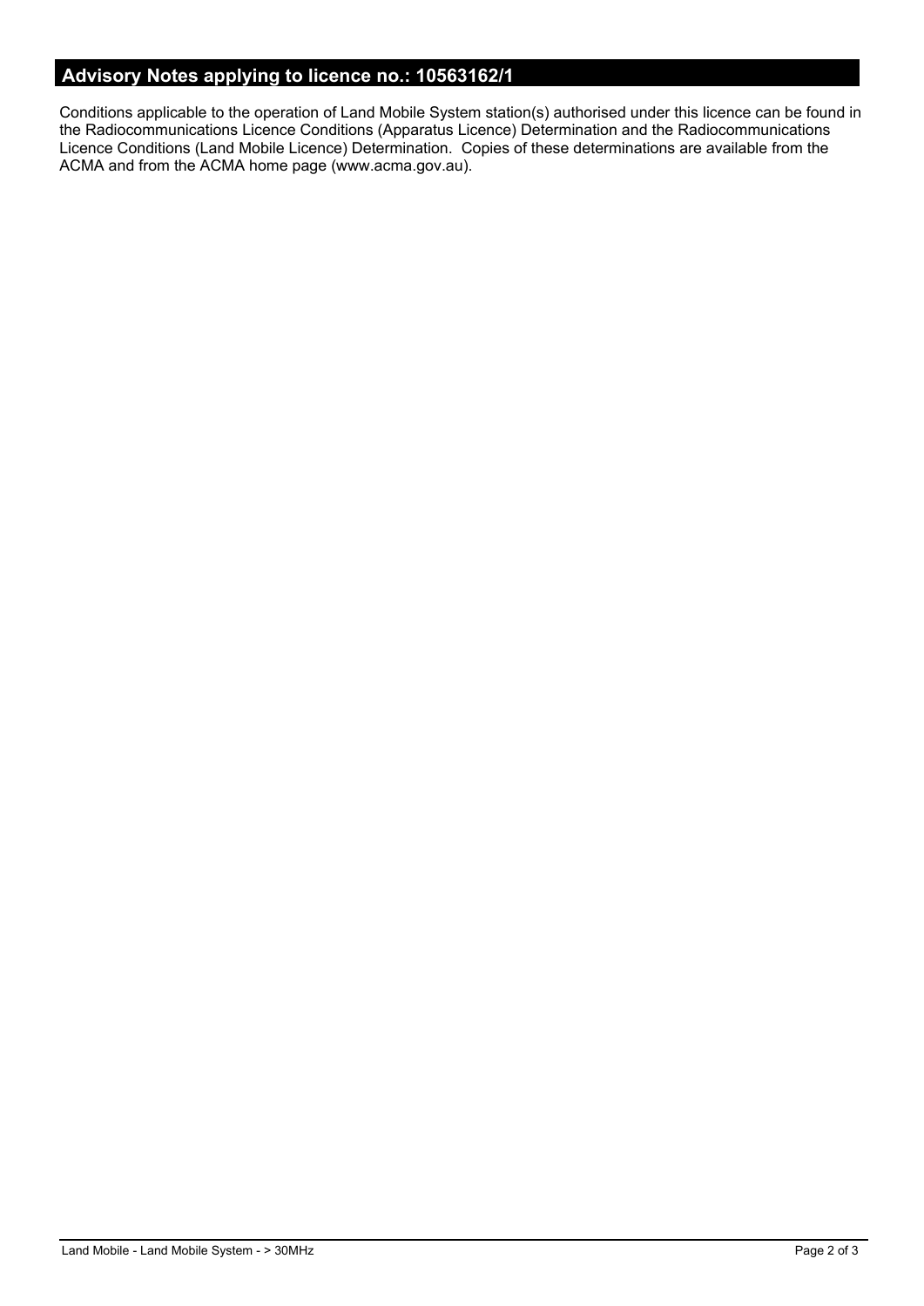## Advisory Notes applying to licence no.: 10563162/1

Conditions applicable to the operation of Land Mobile System station(s) authorised under this licence can be found in the Radiocommunications Licence Conditions (Apparatus Licence) Determination and the Radiocommunications Licence Conditions (Land Mobile Licence) Determination. Copies of these determinations are available from the ACMA and from the ACMA home page (www.acma.gov.au).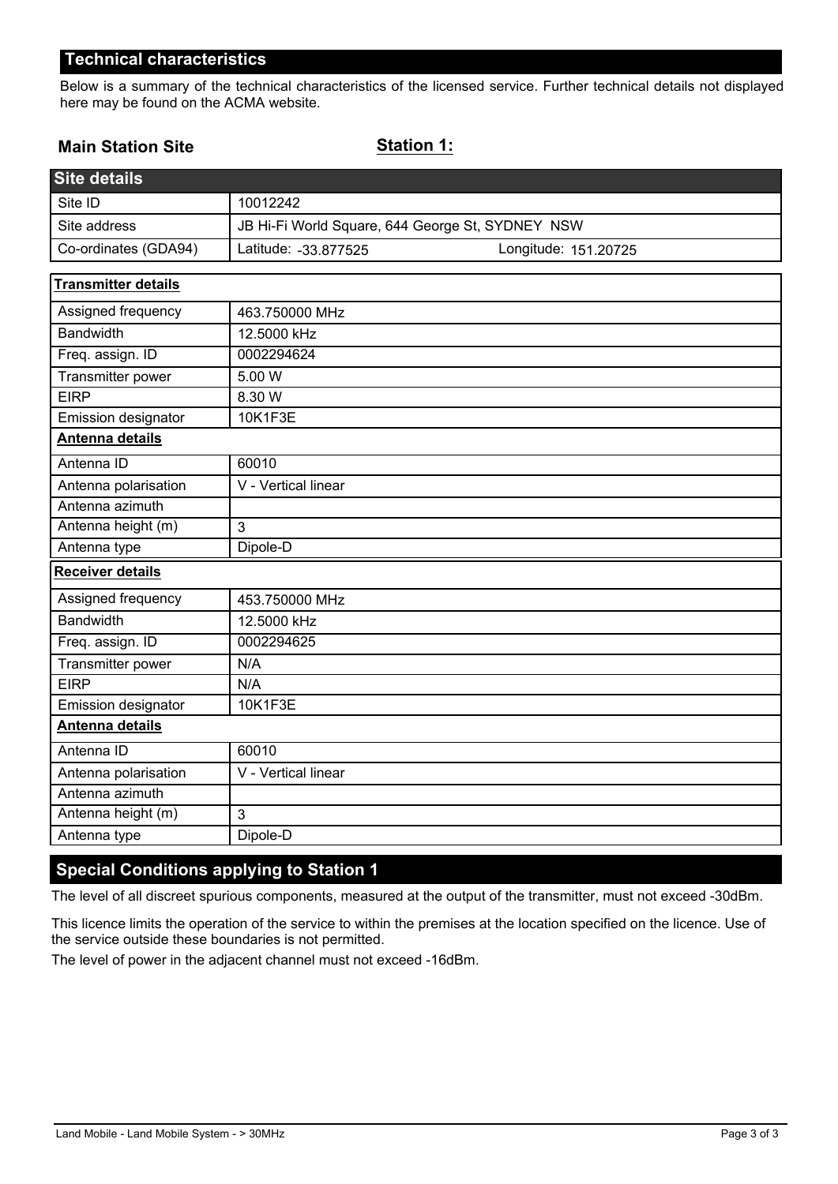## Technical characteristics

Below is a summary of the technical characteristics of the licensed service. Further technical details not displayed here may be found on the ACMA website.

**Main Station Site** **Station 1:**

| Site details | |
|---|---|
| Site ID | 10012242 |
| Site address | JB Hi-Fi World Square, 644 George St, SYDNEY NSW |
| Co-ordinates (GDA94) | Latitude: -33.877525 Longitude: 151.20725 |

| **Transmitter details** | |
|---|---|
| Assigned frequency | 463.750000 MHz |
| Bandwidth | 12.5000 kHz |
| Freq. assign. ID | 0002294624 |
| Transmitter power | 5.00 W |
| EIRP | 8.30 W |
| Emission designator | 10K1F3E |
| **Antenna details** | |
| Antenna ID | 60010 |
| Antenna polarisation | V - Vertical linear |
| Antenna azimuth | |
| Antenna height (m) | 3 |
| Antenna type | Dipole-D |
| **Receiver details** | |
| Assigned frequency | 453.750000 MHz |
| Bandwidth | 12.5000 kHz |
| Freq. assign. ID | 0002294625 |
| Transmitter power | N/A |
| EIRP | N/A |
| Emission designator | 10K1F3E |
| **Antenna details** | |
| Antenna ID | 60010 |
| Antenna polarisation | V - Vertical linear |
| Antenna azimuth | |
| Antenna height (m) | 3 |
| Antenna type | Dipole-D |

## Special Conditions applying to Station 1

The level of all discreet spurious components, measured at the output of the transmitter, must not exceed -30dBm.

This licence limits the operation of the service to within the premises at the location specified on the licence. Use of the service outside these boundaries is not permitted.

The level of power in the adjacent channel must not exceed -16dBm.